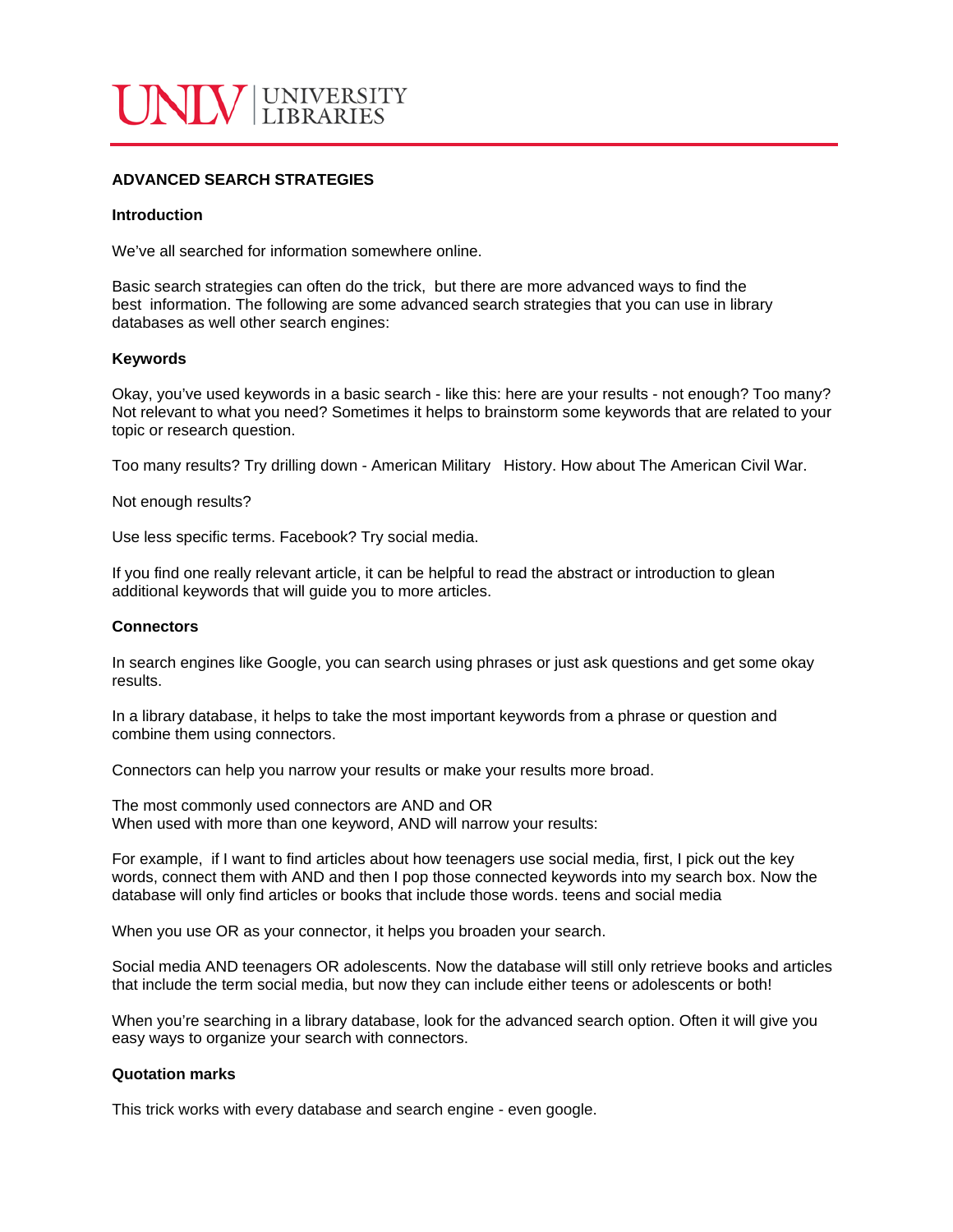# ADVANCED SEARCH STRATEGIES

## Introduction

We've all searched for information somewhere online.

Basic search strategies can often do the trick, but there are more advanced ways to find the best information. The following are some advanced search strategies that you can use in library databases as well other search engines:

## Keywords

Okay, you've used keywords in a basic search - like this: here are your results - not enough? Too many? Not relevant to what you need? Sometimes it helps to brainstorm some keywords that are related to your topic or research question.

Too many results? Try drilling down - American Military History. How about The American Civil War.

Not enough results?

Use less specific terms. Facebook? Try social media.

If you find one really relevant article, it can be helpful to read the abstract or introduction to glean additional keywords that will guide you to more articles.

## Connectors

In search engines like Google, you can search using phrases or just ask questions and get some okay results.

In a library database, it helps to take the most important keywords from a phrase or question and combine them using connectors.

Connectors can help you narrow your results or make your results more broad.

The most commonly used connectors are AND and OR
When used with more than one keyword, AND will narrow your results:

For example, if I want to find articles about how teenagers use social media, first, I pick out the key words, connect them with AND and then I pop those connected keywords into my search box. Now the database will only find articles or books that include those words. teens and social media

When you use OR as your connector, it helps you broaden your search.

Social media AND teenagers OR adolescents. Now the database will still only retrieve books and articles that include the term social media, but now they can include either teens or adolescents or both!

When you're searching in a library database, look for the advanced search option. Often it will give you easy ways to organize your search with connectors.

## Quotation marks

This trick works with every database and search engine - even google.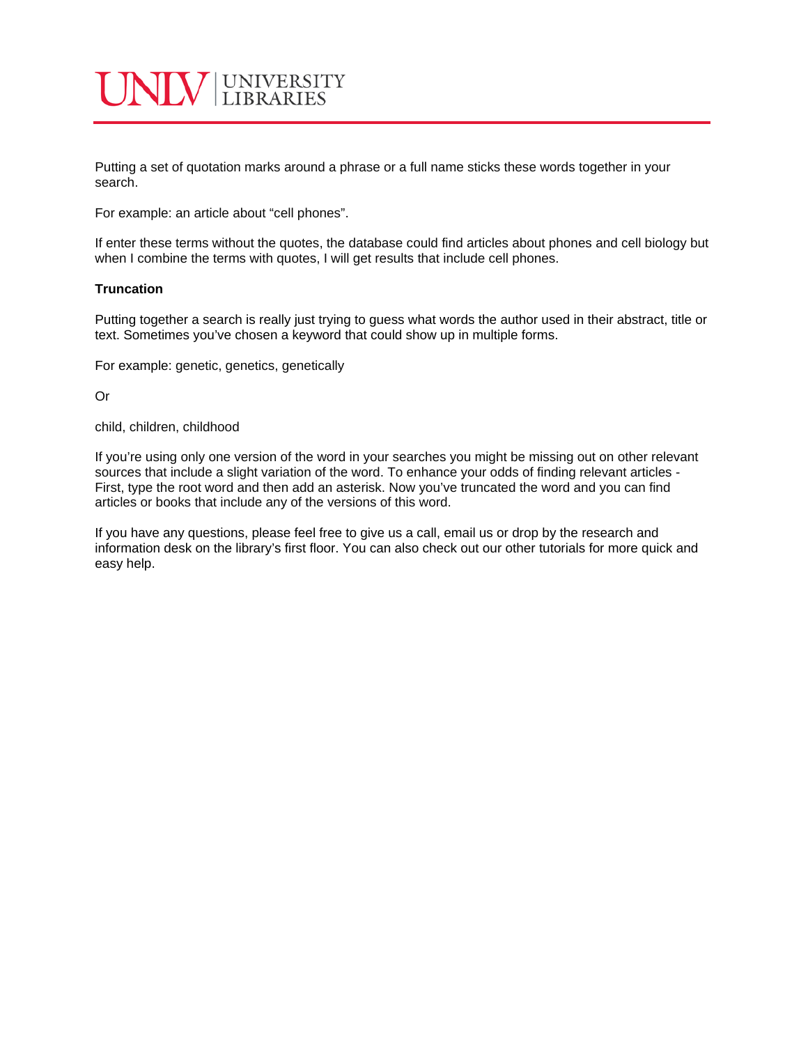Putting a set of quotation marks around a phrase or a full name sticks these words together in your search.

For example: an article about “cell phones”.

If enter these terms without the quotes, the database could find articles about phones and cell biology but when I combine the terms with quotes, I will get results that include cell phones.

**Truncation**

Putting together a search is really just trying to guess what words the author used in their abstract, title or text. Sometimes you’ve chosen a keyword that could show up in multiple forms.

For example: genetic, genetics, genetically

Or

child, children, childhood

If you’re using only one version of the word in your searches you might be missing out on other relevant sources that include a slight variation of the word. To enhance your odds of finding relevant articles - First, type the root word and then add an asterisk. Now you’ve truncated the word and you can find articles or books that include any of the versions of this word.

If you have any questions, please feel free to give us a call, email us or drop by the research and information desk on the library’s first floor. You can also check out our other tutorials for more quick and easy help.